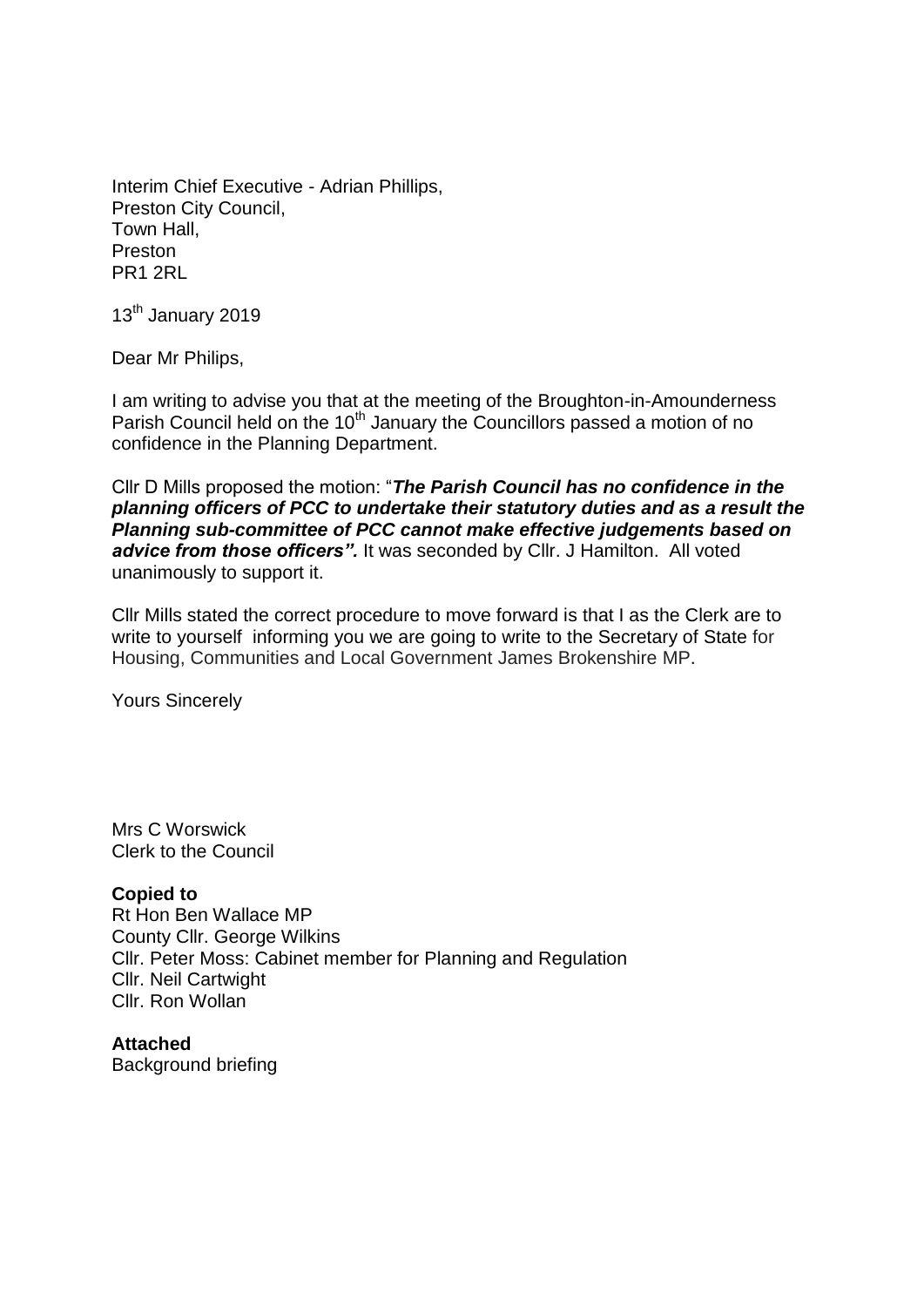Interim Chief Executive - Adrian Phillips,
Preston City Council,
Town Hall,
Preston
PR1 2RL

13th January 2019

Dear Mr Philips,

I am writing to advise you that at the meeting of the Broughton-in-Amounderness Parish Council held on the 10th January the Councillors passed a motion of no confidence in the Planning Department.

Cllr D Mills proposed the motion: "***The Parish Council has no confidence in the planning officers of PCC to undertake their statutory duties and as a result the Planning sub-committee of PCC cannot make effective judgements based on advice from those officers".*** It was seconded by Cllr. J Hamilton. All voted unanimously to support it.

Cllr Mills stated the correct procedure to move forward is that I as the Clerk are to write to yourself informing you we are going to write to the Secretary of State for Housing, Communities and Local Government James Brokenshire MP.

Yours Sincerely

Mrs C Worswick
Clerk to the Council

**Copied to**
Rt Hon Ben Wallace MP
County Cllr. George Wilkins
Cllr. Peter Moss: Cabinet member for Planning and Regulation
Cllr. Neil Cartwight
Cllr. Ron Wollan

**Attached**
Background briefing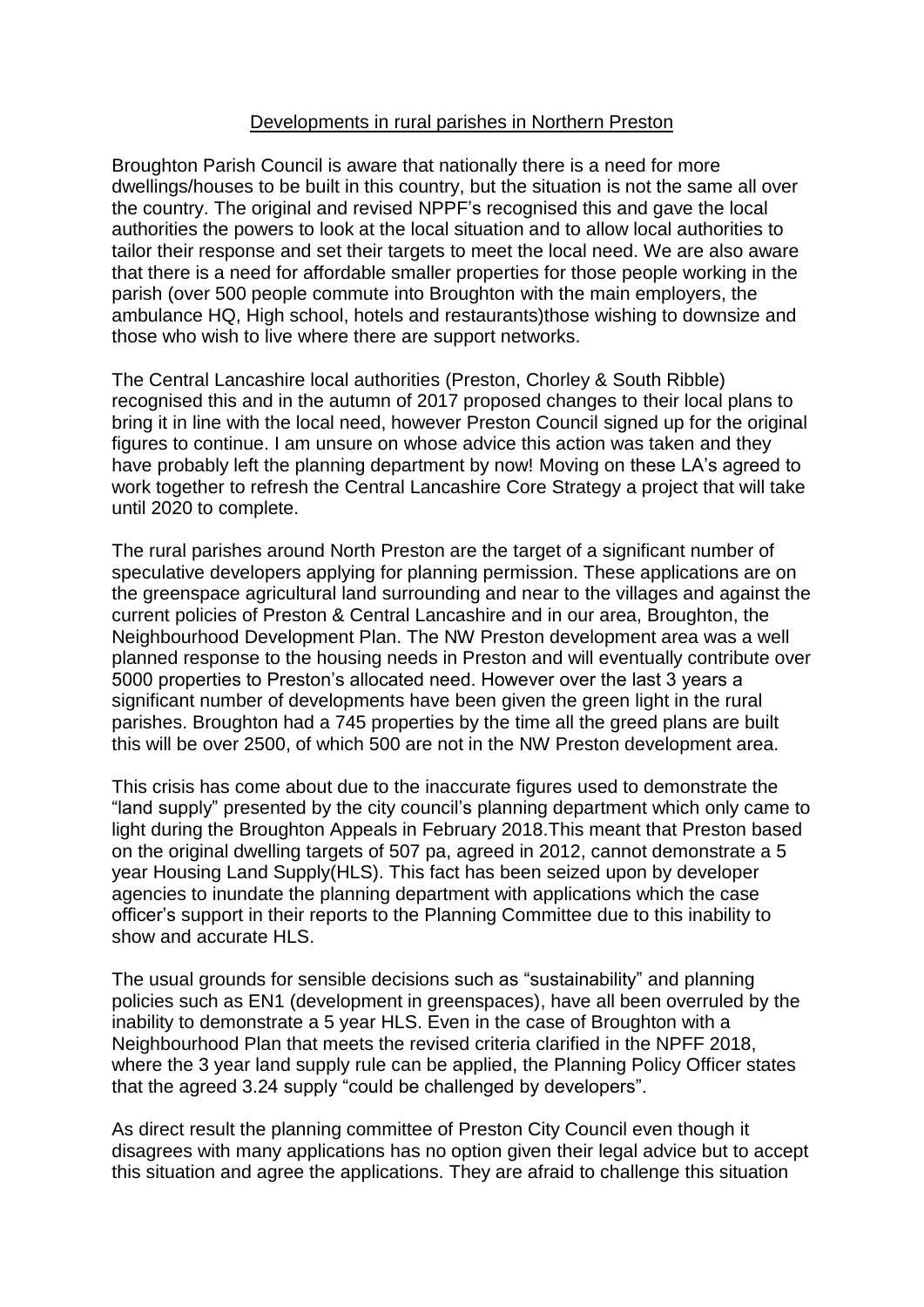## Developments in rural parishes in Northern Preston

Broughton Parish Council is aware that nationally there is a need for more dwellings/houses to be built in this country, but the situation is not the same all over the country. The original and revised NPPF's recognised this and gave the local authorities the powers to look at the local situation and to allow local authorities to tailor their response and set their targets to meet the local need. We are also aware that there is a need for affordable smaller properties for those people working in the parish (over 500 people commute into Broughton with the main employers, the ambulance HQ, High school, hotels and restaurants)those wishing to downsize and those who wish to live where there are support networks.

The Central Lancashire local authorities (Preston, Chorley & South Ribble) recognised this and in the autumn of 2017 proposed changes to their local plans to bring it in line with the local need, however Preston Council signed up for the original figures to continue. I am unsure on whose advice this action was taken and they have probably left the planning department by now! Moving on these LA's agreed to work together to refresh the Central Lancashire Core Strategy a project that will take until 2020 to complete.

The rural parishes around North Preston are the target of a significant number of speculative developers applying for planning permission. These applications are on the greenspace agricultural land surrounding and near to the villages and against the current policies of Preston & Central Lancashire and in our area, Broughton, the Neighbourhood Development Plan. The NW Preston development area was a well planned response to the housing needs in Preston and will eventually contribute over 5000 properties to Preston's allocated need. However over the last 3 years a significant number of developments have been given the green light in the rural parishes. Broughton had a 745 properties by the time all the greed plans are built this will be over 2500, of which 500 are not in the NW Preston development area.

This crisis has come about due to the inaccurate figures used to demonstrate the "land supply" presented by the city council's planning department which only came to light during the Broughton Appeals in February 2018.This meant that Preston based on the original dwelling targets of 507 pa, agreed in 2012, cannot demonstrate a 5 year Housing Land Supply(HLS). This fact has been seized upon by developer agencies to inundate the planning department with applications which the case officer's support in their reports to the Planning Committee due to this inability to show and accurate HLS.

The usual grounds for sensible decisions such as "sustainability" and planning policies such as EN1 (development in greenspaces), have all been overruled by the inability to demonstrate a 5 year HLS. Even in the case of Broughton with a Neighbourhood Plan that meets the revised criteria clarified in the NPFF 2018, where the 3 year land supply rule can be applied, the Planning Policy Officer states that the agreed 3.24 supply "could be challenged by developers".

As direct result the planning committee of Preston City Council even though it disagrees with many applications has no option given their legal advice but to accept this situation and agree the applications. They are afraid to challenge this situation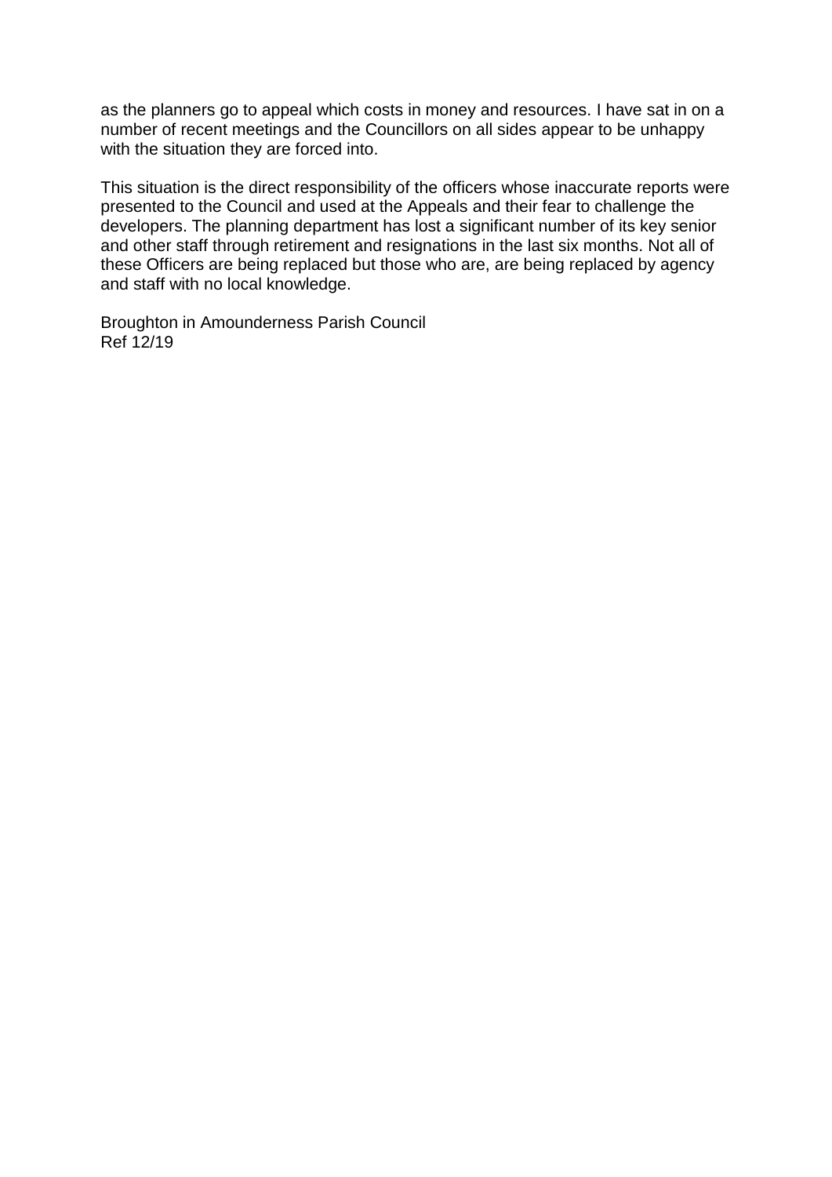as the planners go to appeal which costs in money and resources. I have sat in on a number of recent meetings and the Councillors on all sides appear to be unhappy with the situation they are forced into.

This situation is the direct responsibility of the officers whose inaccurate reports were presented to the Council and used at the Appeals and their fear to challenge the developers. The planning department has lost a significant number of its key senior and other staff through retirement and resignations in the last six months. Not all of these Officers are being replaced but those who are, are being replaced by agency and staff with no local knowledge.

Broughton in Amounderness Parish Council
Ref 12/19